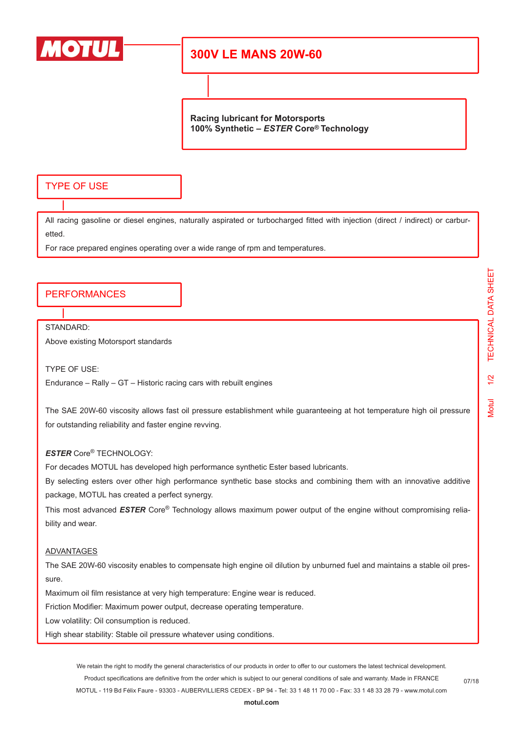MOTUL

# 300V LE MANS 20W-60

**Racing lubricant for Motorsports**
**100% Synthetic – *ESTER* Core® Technology**

## TYPE OF USE

All racing gasoline or diesel engines, naturally aspirated or turbocharged fitted with injection (direct / indirect) or carburetted.

For race prepared engines operating over a wide range of rpm and temperatures.

## PERFORMANCES

STANDARD:

Above existing Motorsport standards

TYPE OF USE:

Endurance – Rally – GT – Historic racing cars with rebuilt engines

The SAE 20W-60 viscosity allows fast oil pressure establishment while guaranteeing at hot temperature high oil pressure for outstanding reliability and faster engine revving.

***ESTER*** Core® TECHNOLOGY:

For decades MOTUL has developed high performance synthetic Ester based lubricants.

By selecting esters over other high performance synthetic base stocks and combining them with an innovative additive package, MOTUL has created a perfect synergy.

This most advanced ***ESTER*** Core® Technology allows maximum power output of the engine without compromising reliability and wear.

<u>ADVANTAGES</u>

The SAE 20W-60 viscosity enables to compensate high engine oil dilution by unburned fuel and maintains a stable oil pressure.

Maximum oil film resistance at very high temperature: Engine wear is reduced.

Friction Modifier: Maximum power output, decrease operating temperature.

Low volatility: Oil consumption is reduced.

High shear stability: Stable oil pressure whatever using conditions.

We retain the right to modify the general characteristics of our products in order to offer to our customers the latest technical development.
Product specifications are definitive from the order which is subject to our general conditions of sale and warranty. Made in FRANCE
MOTUL - 119 Bd Félix Faure - 93303 - AUBERVILLIERS CEDEX - BP 94 - Tel: 33 1 48 11 70 00 - Fax: 33 1 48 33 28 79 - www.motul.com

07/18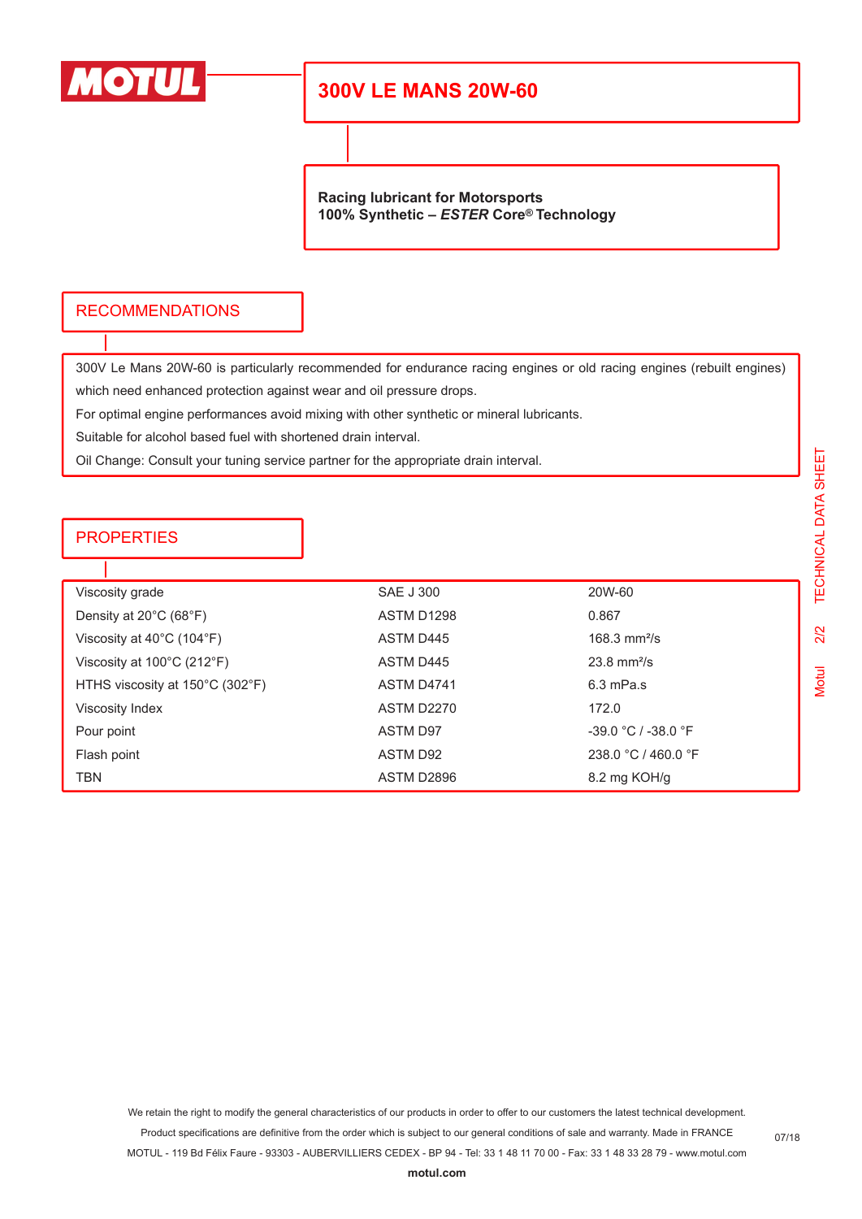MOTUL

# 300V LE MANS 20W-60

**Racing lubricant for Motorsports**
**100% Synthetic – *ESTER* Core® Technology**

## RECOMMENDATIONS

300V Le Mans 20W-60 is particularly recommended for endurance racing engines or old racing engines (rebuilt engines) which need enhanced protection against wear and oil pressure drops.

For optimal engine performances avoid mixing with other synthetic or mineral lubricants.

Suitable for alcohol based fuel with shortened drain interval.

Oil Change: Consult your tuning service partner for the appropriate drain interval.

## PROPERTIES

| | | |
|---|---|---|
| Viscosity grade | SAE J 300 | 20W-60 |
| Density at 20°C (68°F) | ASTM D1298 | 0.867 |
| Viscosity at 40°C (104°F) | ASTM D445 | 168.3 mm²/s |
| Viscosity at 100°C (212°F) | ASTM D445 | 23.8 mm²/s |
| HTHS viscosity at 150°C (302°F) | ASTM D4741 | 6.3 mPa.s |
| Viscosity Index | ASTM D2270 | 172.0 |
| Pour point | ASTM D97 | -39.0 °C / -38.0 °F |
| Flash point | ASTM D92 | 238.0 °C / 460.0 °F |
| TBN | ASTM D2896 | 8.2 mg KOH/g |

We retain the right to modify the general characteristics of our products in order to offer to our customers the latest technical development.
Product specifications are definitive from the order which is subject to our general conditions of sale and warranty. Made in FRANCE
MOTUL - 119 Bd Félix Faure - 93303 - AUBERVILLIERS CEDEX - BP 94 - Tel: 33 1 48 11 70 00 - Fax: 33 1 48 33 28 79 - www.motul.com

**motul.com**

07/18